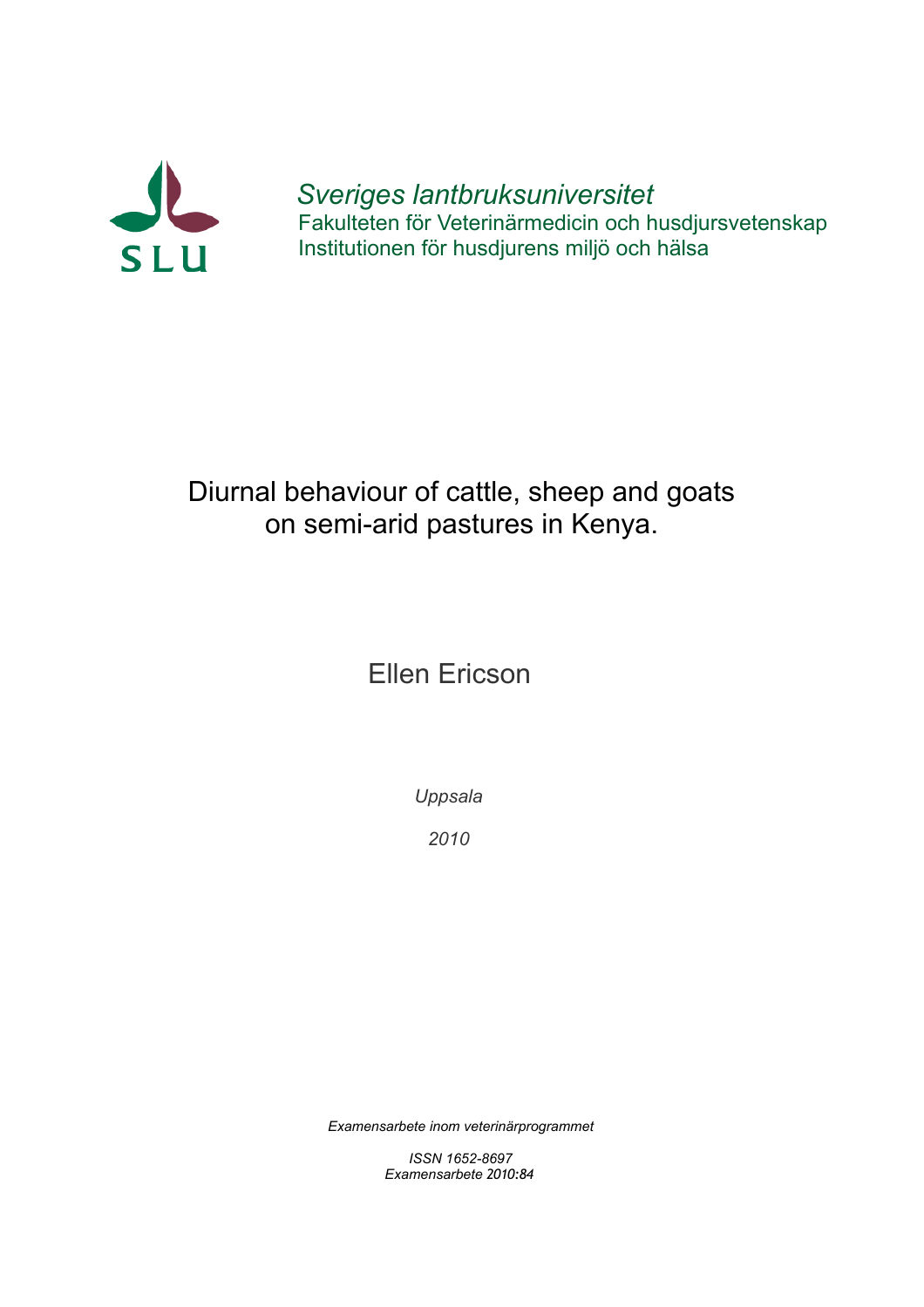SLU

*Sveriges lantbruksuniversitet*
Fakulteten för Veterinärmedicin och husdjursvetenskap
Institutionen för husdjurens miljö och hälsa

# Diurnal behaviour of cattle, sheep and goats on semi-arid pastures in Kenya.

Ellen Ericson

*Uppsala*

*2010*

*Examensarbete inom veterinärprogrammet*

*ISSN 1652-8697*
*Examensarbete 2010:84*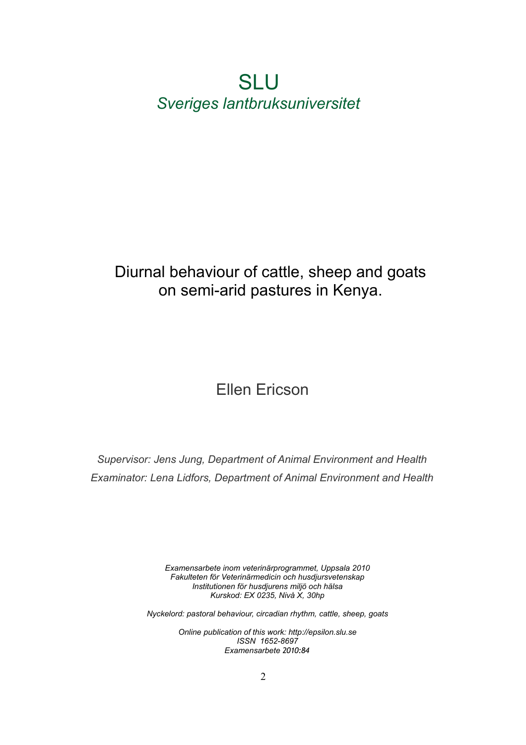# SLU

*Sveriges lantbruksuniversitet*

## Diurnal behaviour of cattle, sheep and goats on semi-arid pastures in Kenya.

Ellen Ericson

*Supervisor: Jens Jung, Department of Animal Environment and Health*

*Examinator: Lena Lidfors, Department of Animal Environment and Health*

*Examensarbete inom veterinärprogrammet, Uppsala 2010*
*Fakulteten för Veterinärmedicin och husdjursvetenskap*
*Institutionen för husdjurens miljö och hälsa*
*Kurskod: EX 0235, Nivå X, 30hp*

*Nyckelord: pastoral behaviour, circadian rhythm, cattle, sheep, goats*

*Online publication of this work: http://epsilon.slu.se*
*ISSN 1652-8697*
*Examensarbete 2010:84*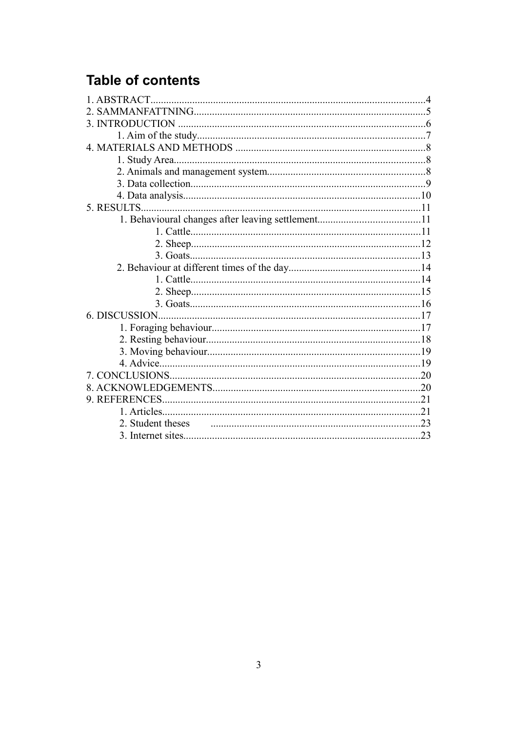## Table of contents

1. ABSTRACT........................................................................................................4
2. SAMMANFATTNING........................................................................................5
3. INTRODUCTION ..............................................................................................6
    1. Aim of the study......................................................................................7
4. MATERIALS AND METHODS .........................................................................8
    1. Study Area...............................................................................................8
    2. Animals and management system...........................................................8
    3. Data collection.........................................................................................9
    4. Data analysis..........................................................................................10
5. RESULTS...........................................................................................................11
    1. Behavioural changes after leaving settlement.......................................11
        1. Cattle.......................................................................................11
        2. Sheep.......................................................................................12
        3. Goats........................................................................................13
    2. Behaviour at different times of the day..................................................14
        1. Cattle.......................................................................................14
        2. Sheep.......................................................................................15
        3. Goats........................................................................................16
6. DISCUSSION....................................................................................................17
    1. Foraging behaviour................................................................................17
    2. Resting behaviour..................................................................................18
    3. Moving behaviour..................................................................................19
    4. Advice....................................................................................................19
7. CONCLUSIONS...............................................................................................20
8. ACKNOWLEDGEMENTS..............................................................................20
9. REFERENCES..................................................................................................21
    1. Articles...................................................................................................21
    2. Student theses ...............................................................................23
    3. Internet sites...........................................................................................23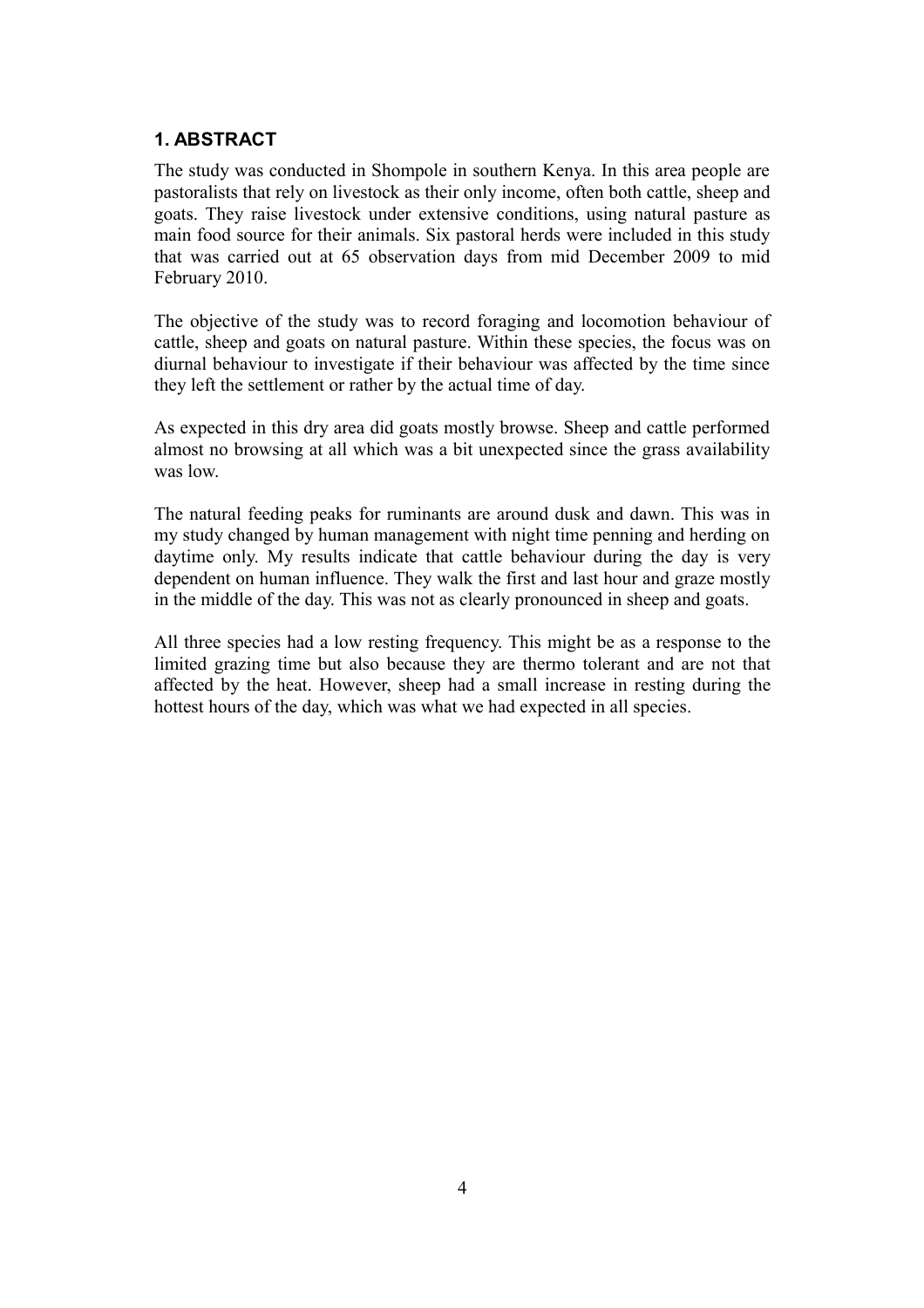## 1. ABSTRACT

The study was conducted in Shompole in southern Kenya. In this area people are pastoralists that rely on livestock as their only income, often both cattle, sheep and goats. They raise livestock under extensive conditions, using natural pasture as main food source for their animals. Six pastoral herds were included in this study that was carried out at 65 observation days from mid December 2009 to mid February 2010.

The objective of the study was to record foraging and locomotion behaviour of cattle, sheep and goats on natural pasture. Within these species, the focus was on diurnal behaviour to investigate if their behaviour was affected by the time since they left the settlement or rather by the actual time of day.

As expected in this dry area did goats mostly browse. Sheep and cattle performed almost no browsing at all which was a bit unexpected since the grass availability was low.

The natural feeding peaks for ruminants are around dusk and dawn. This was in my study changed by human management with night time penning and herding on daytime only. My results indicate that cattle behaviour during the day is very dependent on human influence. They walk the first and last hour and graze mostly in the middle of the day. This was not as clearly pronounced in sheep and goats.

All three species had a low resting frequency. This might be as a response to the limited grazing time but also because they are thermo tolerant and are not that affected by the heat. However, sheep had a small increase in resting during the hottest hours of the day, which was what we had expected in all species.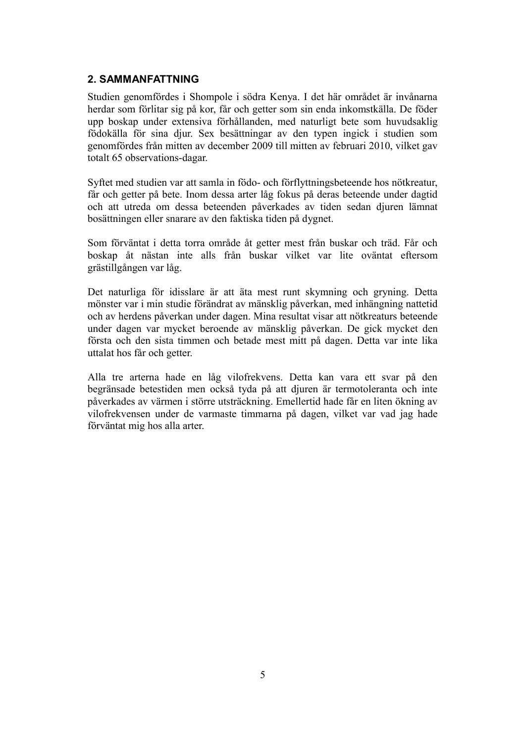## 2. SAMMANFATTNING

Studien genomfördes i Shompole i södra Kenya. I det här området är invånarna herdar som förlitar sig på kor, får och getter som sin enda inkomstkälla. De föder upp boskap under extensiva förhållanden, med naturligt bete som huvudsaklig födokälla för sina djur. Sex besättningar av den typen ingick i studien som genomfördes från mitten av december 2009 till mitten av februari 2010, vilket gav totalt 65 observations-dagar.

Syftet med studien var att samla in födo- och förflyttningsbeteende hos nötkreatur, får och getter på bete. Inom dessa arter låg fokus på deras beteende under dagtid och att utreda om dessa beteenden påverkades av tiden sedan djuren lämnat bosättningen eller snarare av den faktiska tiden på dygnet.

Som förväntat i detta torra område åt getter mest från buskar och träd. Får och boskap åt nästan inte alls från buskar vilket var lite oväntat eftersom grästillgången var låg.

Det naturliga för idisslare är att äta mest runt skymning och gryning. Detta mönster var i min studie förändrat av mänsklig påverkan, med inhängning nattetid och av herdens påverkan under dagen. Mina resultat visar att nötkreaturs beteende under dagen var mycket beroende av mänsklig påverkan. De gick mycket den första och den sista timmen och betade mest mitt på dagen. Detta var inte lika uttalat hos får och getter.

Alla tre arterna hade en låg vilofrekvens. Detta kan vara ett svar på den begränsade betestiden men också tyda på att djuren är termotoleranta och inte påverkades av värmen i större utsträckning. Emellertid hade får en liten ökning av vilofrekvensen under de varmaste timmarna på dagen, vilket var vad jag hade förväntat mig hos alla arter.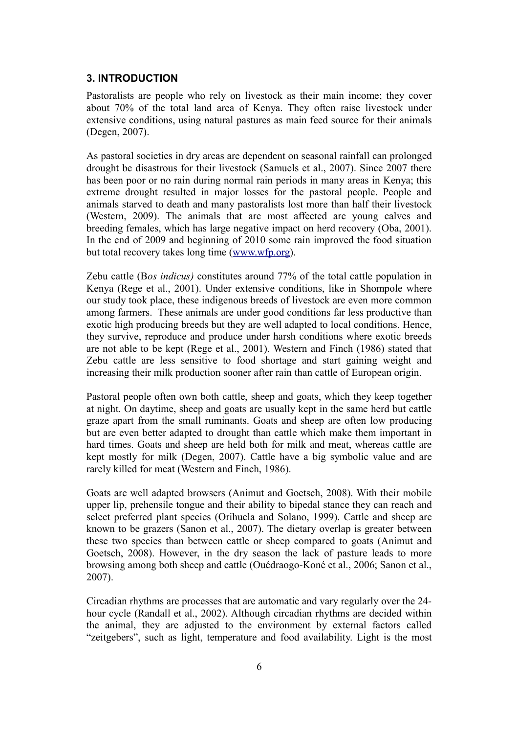## 3. INTRODUCTION

Pastoralists are people who rely on livestock as their main income; they cover about 70% of the total land area of Kenya. They often raise livestock under extensive conditions, using natural pastures as main feed source for their animals (Degen, 2007).

As pastoral societies in dry areas are dependent on seasonal rainfall can prolonged drought be disastrous for their livestock (Samuels et al., 2007). Since 2007 there has been poor or no rain during normal rain periods in many areas in Kenya; this extreme drought resulted in major losses for the pastoral people. People and animals starved to death and many pastoralists lost more than half their livestock (Western, 2009). The animals that are most affected are young calves and breeding females, which has large negative impact on herd recovery (Oba, 2001). In the end of 2009 and beginning of 2010 some rain improved the food situation but total recovery takes long time (www.wfp.org).

Zebu cattle (B*os indicus)* constitutes around 77% of the total cattle population in Kenya (Rege et al., 2001). Under extensive conditions, like in Shompole where our study took place, these indigenous breeds of livestock are even more common among farmers. These animals are under good conditions far less productive than exotic high producing breeds but they are well adapted to local conditions. Hence, they survive, reproduce and produce under harsh conditions where exotic breeds are not able to be kept (Rege et al., 2001). Western and Finch (1986) stated that Zebu cattle are less sensitive to food shortage and start gaining weight and increasing their milk production sooner after rain than cattle of European origin.

Pastoral people often own both cattle, sheep and goats, which they keep together at night. On daytime, sheep and goats are usually kept in the same herd but cattle graze apart from the small ruminants. Goats and sheep are often low producing but are even better adapted to drought than cattle which make them important in hard times. Goats and sheep are held both for milk and meat, whereas cattle are kept mostly for milk (Degen, 2007). Cattle have a big symbolic value and are rarely killed for meat (Western and Finch, 1986).

Goats are well adapted browsers (Animut and Goetsch, 2008). With their mobile upper lip, prehensile tongue and their ability to bipedal stance they can reach and select preferred plant species (Orihuela and Solano, 1999). Cattle and sheep are known to be grazers (Sanon et al., 2007). The dietary overlap is greater between these two species than between cattle or sheep compared to goats (Animut and Goetsch, 2008). However, in the dry season the lack of pasture leads to more browsing among both sheep and cattle (Ouédraogo-Koné et al., 2006; Sanon et al., 2007).

Circadian rhythms are processes that are automatic and vary regularly over the 24-hour cycle (Randall et al., 2002). Although circadian rhythms are decided within the animal, they are adjusted to the environment by external factors called "zeitgebers", such as light, temperature and food availability. Light is the most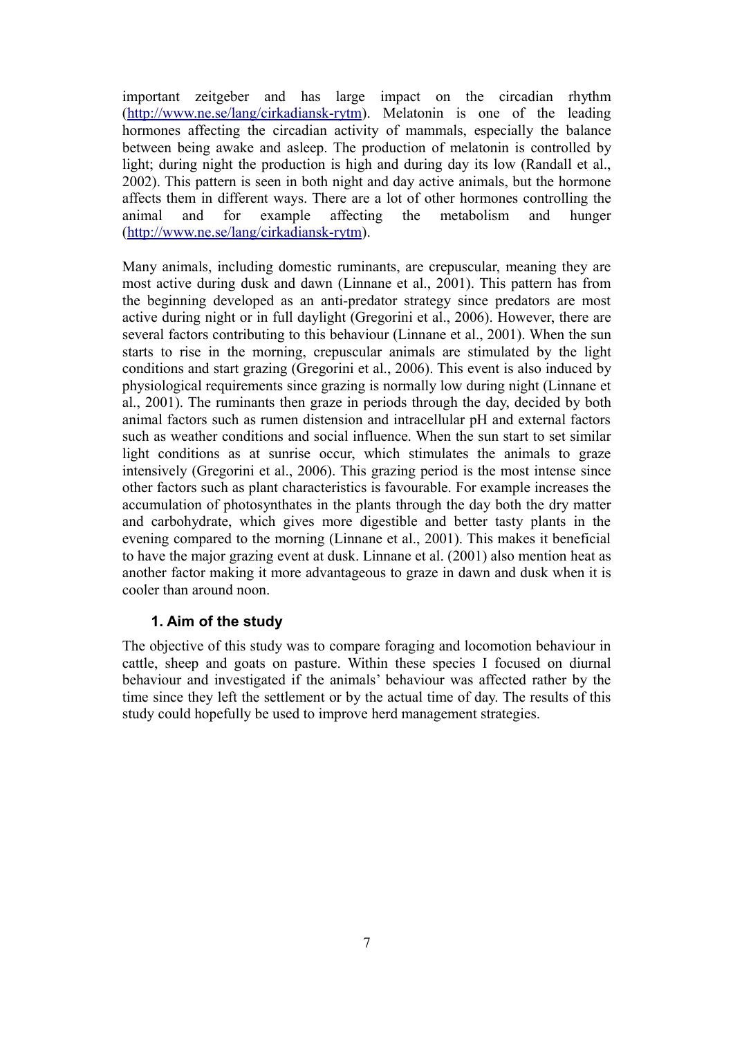important zeitgeber and has large impact on the circadian rhythm (http://www.ne.se/lang/cirkadiansk-rytm). Melatonin is one of the leading hormones affecting the circadian activity of mammals, especially the balance between being awake and asleep. The production of melatonin is controlled by light; during night the production is high and during day its low (Randall et al., 2002). This pattern is seen in both night and day active animals, but the hormone affects them in different ways. There are a lot of other hormones controlling the animal and for example affecting the metabolism and hunger (http://www.ne.se/lang/cirkadiansk-rytm).

Many animals, including domestic ruminants, are crepuscular, meaning they are most active during dusk and dawn (Linnane et al., 2001). This pattern has from the beginning developed as an anti-predator strategy since predators are most active during night or in full daylight (Gregorini et al., 2006). However, there are several factors contributing to this behaviour (Linnane et al., 2001). When the sun starts to rise in the morning, crepuscular animals are stimulated by the light conditions and start grazing (Gregorini et al., 2006). This event is also induced by physiological requirements since grazing is normally low during night (Linnane et al., 2001). The ruminants then graze in periods through the day, decided by both animal factors such as rumen distension and intracellular pH and external factors such as weather conditions and social influence. When the sun start to set similar light conditions as at sunrise occur, which stimulates the animals to graze intensively (Gregorini et al., 2006). This grazing period is the most intense since other factors such as plant characteristics is favourable. For example increases the accumulation of photosynthates in the plants through the day both the dry matter and carbohydrate, which gives more digestible and better tasty plants in the evening compared to the morning (Linnane et al., 2001). This makes it beneficial to have the major grazing event at dusk. Linnane et al. (2001) also mention heat as another factor making it more advantageous to graze in dawn and dusk when it is cooler than around noon.

### 1. Aim of the study

The objective of this study was to compare foraging and locomotion behaviour in cattle, sheep and goats on pasture. Within these species I focused on diurnal behaviour and investigated if the animals' behaviour was affected rather by the time since they left the settlement or by the actual time of day. The results of this study could hopefully be used to improve herd management strategies.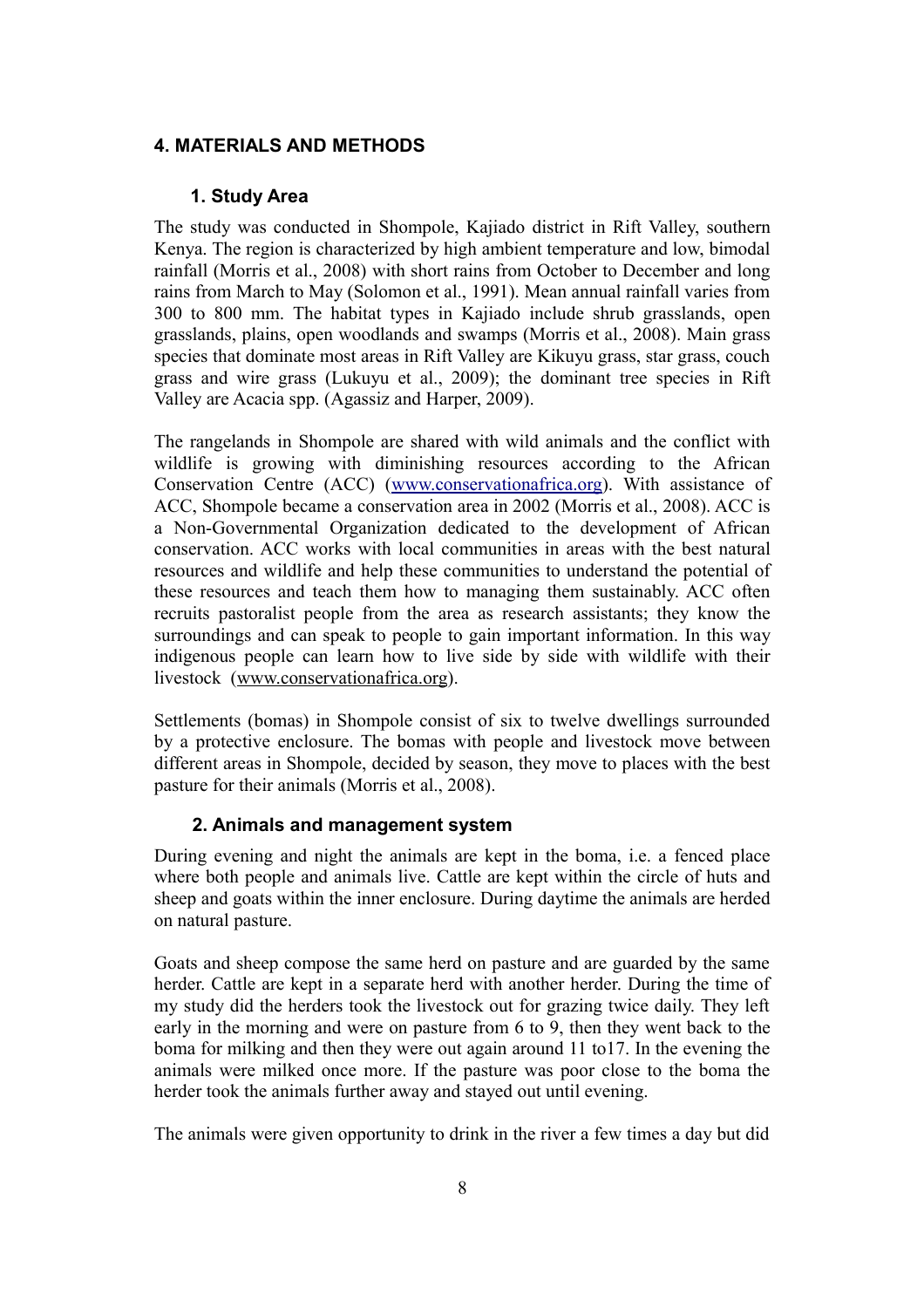# 4. MATERIALS AND METHODS

## 1. Study Area

The study was conducted in Shompole, Kajiado district in Rift Valley, southern Kenya. The region is characterized by high ambient temperature and low, bimodal rainfall (Morris et al., 2008) with short rains from October to December and long rains from March to May (Solomon et al., 1991). Mean annual rainfall varies from 300 to 800 mm. The habitat types in Kajiado include shrub grasslands, open grasslands, plains, open woodlands and swamps (Morris et al., 2008). Main grass species that dominate most areas in Rift Valley are Kikuyu grass, star grass, couch grass and wire grass (Lukuyu et al., 2009); the dominant tree species in Rift Valley are Acacia spp. (Agassiz and Harper, 2009).

The rangelands in Shompole are shared with wild animals and the conflict with wildlife is growing with diminishing resources according to the African Conservation Centre (ACC) (www.conservationafrica.org). With assistance of ACC, Shompole became a conservation area in 2002 (Morris et al., 2008). ACC is a Non-Governmental Organization dedicated to the development of African conservation. ACC works with local communities in areas with the best natural resources and wildlife and help these communities to understand the potential of these resources and teach them how to managing them sustainably. ACC often recruits pastoralist people from the area as research assistants; they know the surroundings and can speak to people to gain important information. In this way indigenous people can learn how to live side by side with wildlife with their livestock (www.conservationafrica.org).

Settlements (bomas) in Shompole consist of six to twelve dwellings surrounded by a protective enclosure. The bomas with people and livestock move between different areas in Shompole, decided by season, they move to places with the best pasture for their animals (Morris et al., 2008).

## 2. Animals and management system

During evening and night the animals are kept in the boma, i.e. a fenced place where both people and animals live. Cattle are kept within the circle of huts and sheep and goats within the inner enclosure. During daytime the animals are herded on natural pasture.

Goats and sheep compose the same herd on pasture and are guarded by the same herder. Cattle are kept in a separate herd with another herder. During the time of my study did the herders took the livestock out for grazing twice daily. They left early in the morning and were on pasture from 6 to 9, then they went back to the boma for milking and then they were out again around 11 to17. In the evening the animals were milked once more. If the pasture was poor close to the boma the herder took the animals further away and stayed out until evening.

The animals were given opportunity to drink in the river a few times a day but did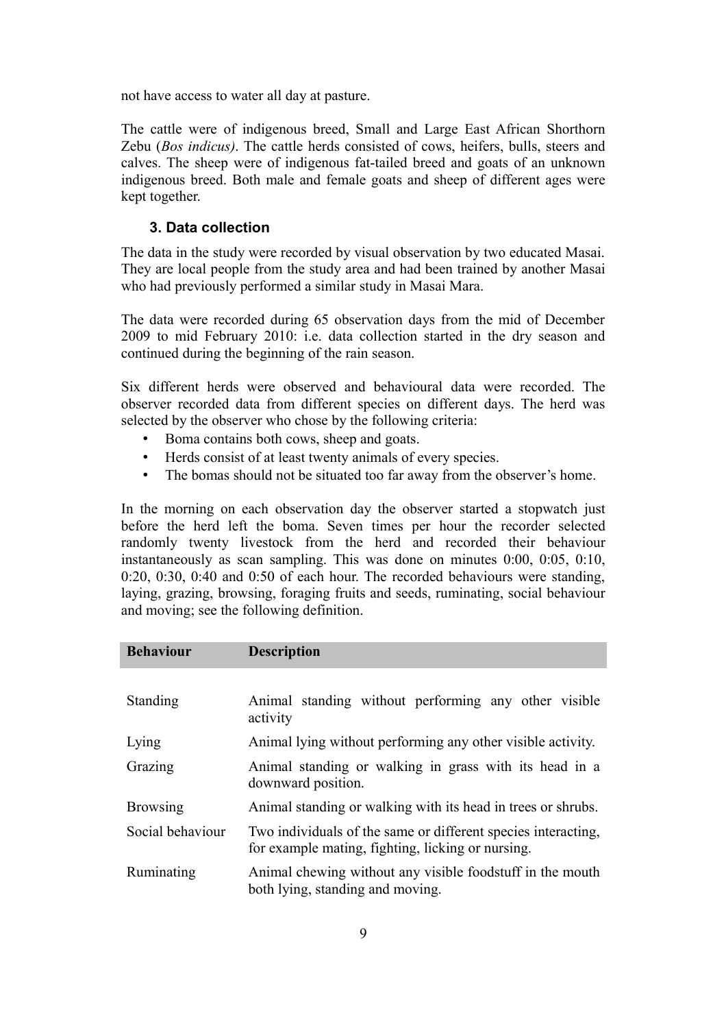not have access to water all day at pasture.

The cattle were of indigenous breed, Small and Large East African Shorthorn Zebu (*Bos indicus)*. The cattle herds consisted of cows, heifers, bulls, steers and calves. The sheep were of indigenous fat-tailed breed and goats of an unknown indigenous breed. Both male and female goats and sheep of different ages were kept together.

### 3. Data collection

The data in the study were recorded by visual observation by two educated Masai. They are local people from the study area and had been trained by another Masai who had previously performed a similar study in Masai Mara.

The data were recorded during 65 observation days from the mid of December 2009 to mid February 2010: i.e. data collection started in the dry season and continued during the beginning of the rain season.

Six different herds were observed and behavioural data were recorded. The observer recorded data from different species on different days. The herd was selected by the observer who chose by the following criteria:

- Boma contains both cows, sheep and goats.
- Herds consist of at least twenty animals of every species.
- The bomas should not be situated too far away from the observer's home.

In the morning on each observation day the observer started a stopwatch just before the herd left the boma. Seven times per hour the recorder selected randomly twenty livestock from the herd and recorded their behaviour instantaneously as scan sampling. This was done on minutes 0:00, 0:05, 0:10, 0:20, 0:30, 0:40 and 0:50 of each hour. The recorded behaviours were standing, laying, grazing, browsing, foraging fruits and seeds, ruminating, social behaviour and moving; see the following definition.

| Behaviour | Description |
|---|---|
| Standing | Animal standing without performing any other visible activity |
| Lying | Animal lying without performing any other visible activity. |
| Grazing | Animal standing or walking in grass with its head in a downward position. |
| Browsing | Animal standing or walking with its head in trees or shrubs. |
| Social behaviour | Two individuals of the same or different species interacting, for example mating, fighting, licking or nursing. |
| Ruminating | Animal chewing without any visible foodstuff in the mouth both lying, standing and moving. |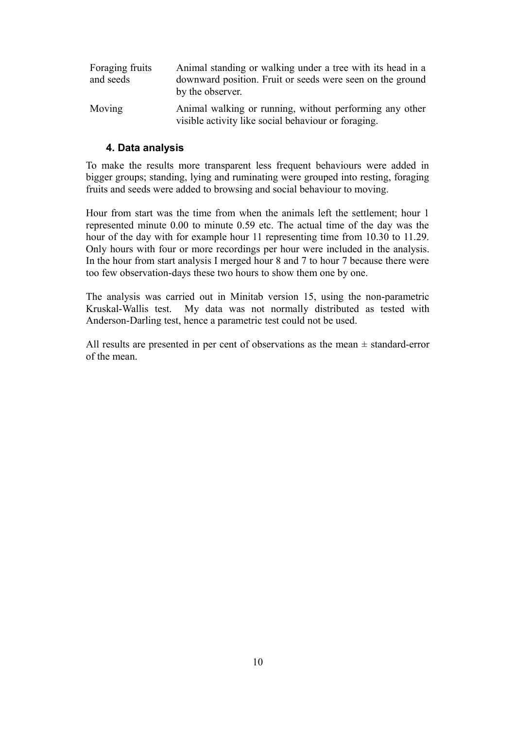| | |
|---|---|
| Foraging fruits and seeds | Animal standing or walking under a tree with its head in a downward position. Fruit or seeds were seen on the ground by the observer. |
| Moving | Animal walking or running, without performing any other visible activity like social behaviour or foraging. |

### 4. Data analysis

To make the results more transparent less frequent behaviours were added in bigger groups; standing, lying and ruminating were grouped into resting, foraging fruits and seeds were added to browsing and social behaviour to moving.

Hour from start was the time from when the animals left the settlement; hour 1 represented minute 0.00 to minute 0.59 etc. The actual time of the day was the hour of the day with for example hour 11 representing time from 10.30 to 11.29. Only hours with four or more recordings per hour were included in the analysis. In the hour from start analysis I merged hour 8 and 7 to hour 7 because there were too few observation-days these two hours to show them one by one.

The analysis was carried out in Minitab version 15, using the non-parametric Kruskal-Wallis test. My data was not normally distributed as tested with Anderson-Darling test, hence a parametric test could not be used.

All results are presented in per cent of observations as the mean $\pm$ standard-error of the mean.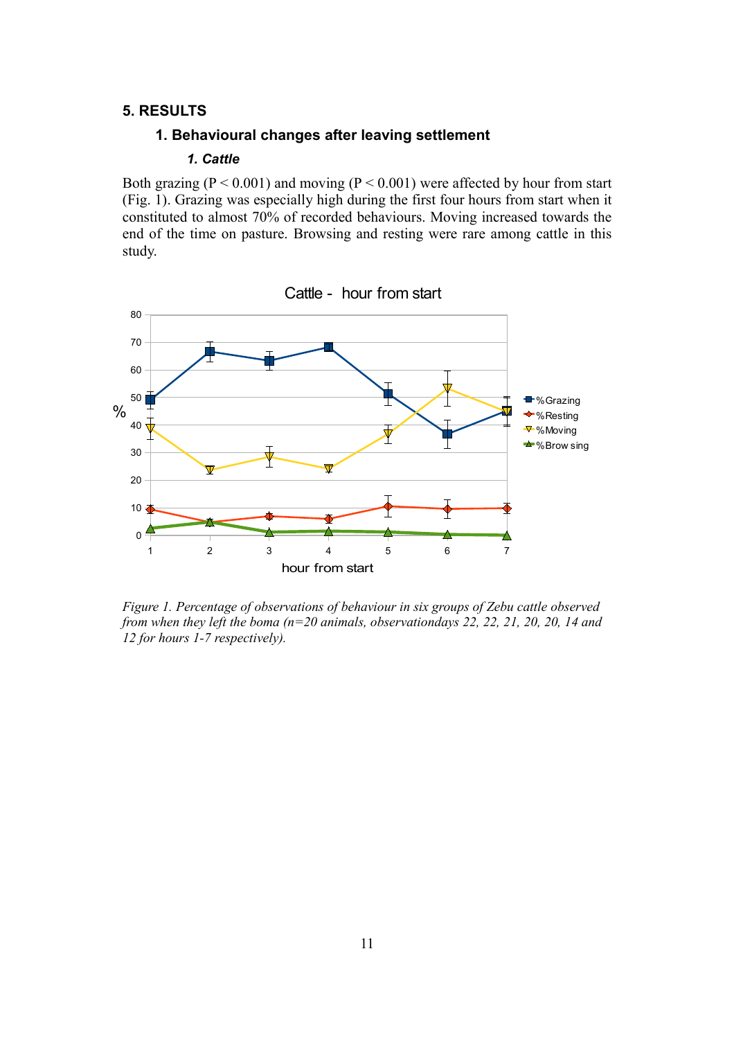## 5. RESULTS

### 1. Behavioural changes after leaving settlement

#### *1. Cattle*

Both grazing ($P < 0.001$) and moving ($P < 0.001$) were affected by hour from start (Fig. 1). Grazing was especially high during the first four hours from start when it constituted to almost 70% of recorded behaviours. Moving increased towards the end of the time on pasture. Browsing and resting were rare among cattle in this study.

*Figure 1. Percentage of observations of behaviour in six groups of Zebu cattle observed from when they left the boma (n=20 animals, observationdays 22, 22, 21, 20, 20, 14 and 12 for hours 1-7 respectively).*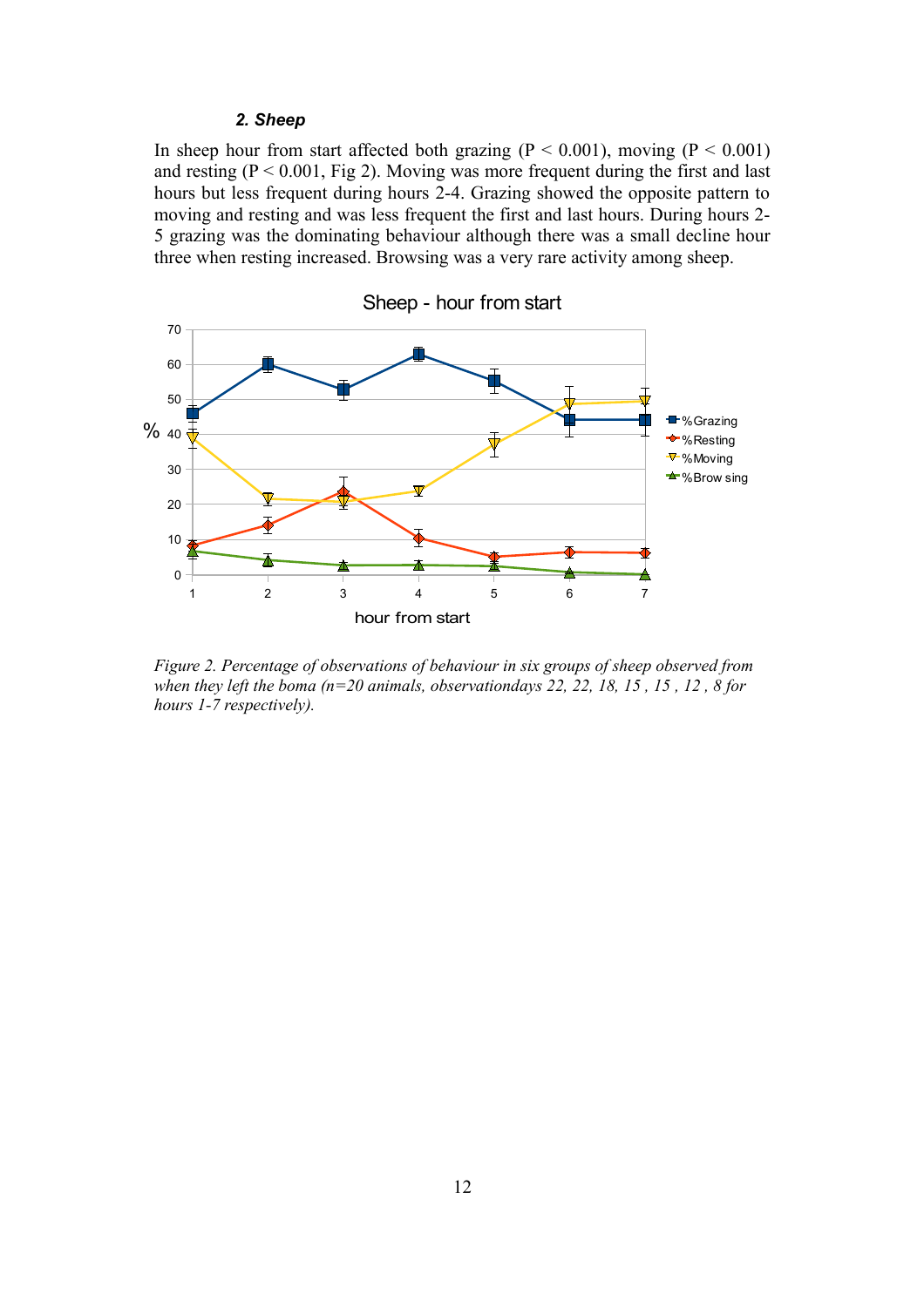### 2. Sheep

In sheep hour from start affected both grazing ($P < 0.001$), moving ($P < 0.001$) and resting ($P < 0.001$, Fig 2). Moving was more frequent during the first and last hours but less frequent during hours 2-4. Grazing showed the opposite pattern to moving and resting and was less frequent the first and last hours. During hours 2-5 grazing was the dominating behaviour although there was a small decline hour three when resting increased. Browsing was a very rare activity among sheep.

*Figure 2. Percentage of observations of behaviour in six groups of sheep observed from when they left the boma (n=20 animals, observationdays 22, 22, 18, 15 , 15 , 12 , 8 for hours 1-7 respectively).*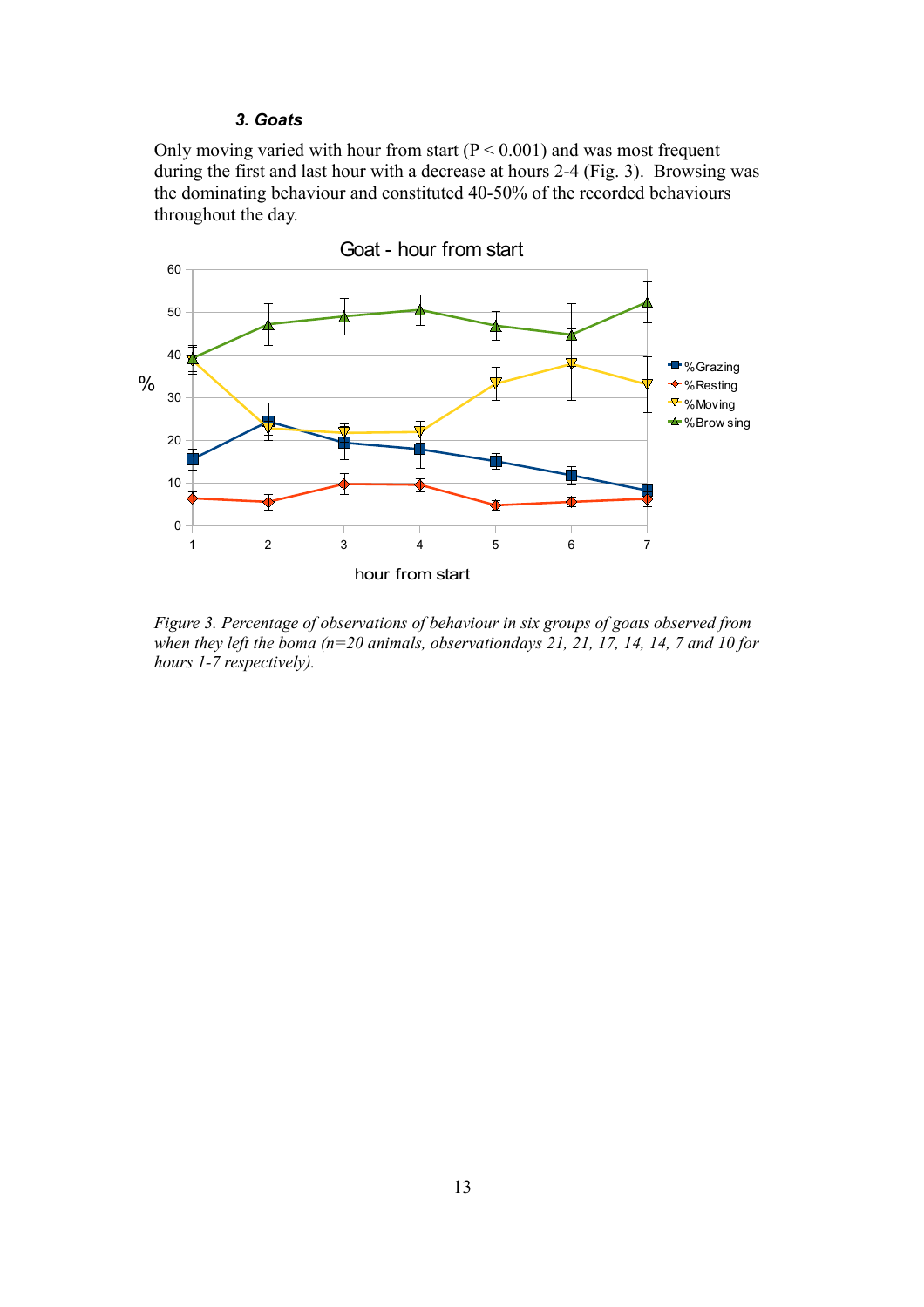### *3. Goats*

Only moving varied with hour from start ($P < 0.001$) and was most frequent during the first and last hour with a decrease at hours 2-4 (Fig. 3). Browsing was the dominating behaviour and constituted 40-50% of the recorded behaviours throughout the day.

*Figure 3. Percentage of observations of behaviour in six groups of goats observed from when they left the boma (n=20 animals, observationdays 21, 21, 17, 14, 14, 7 and 10 for hours 1-7 respectively).*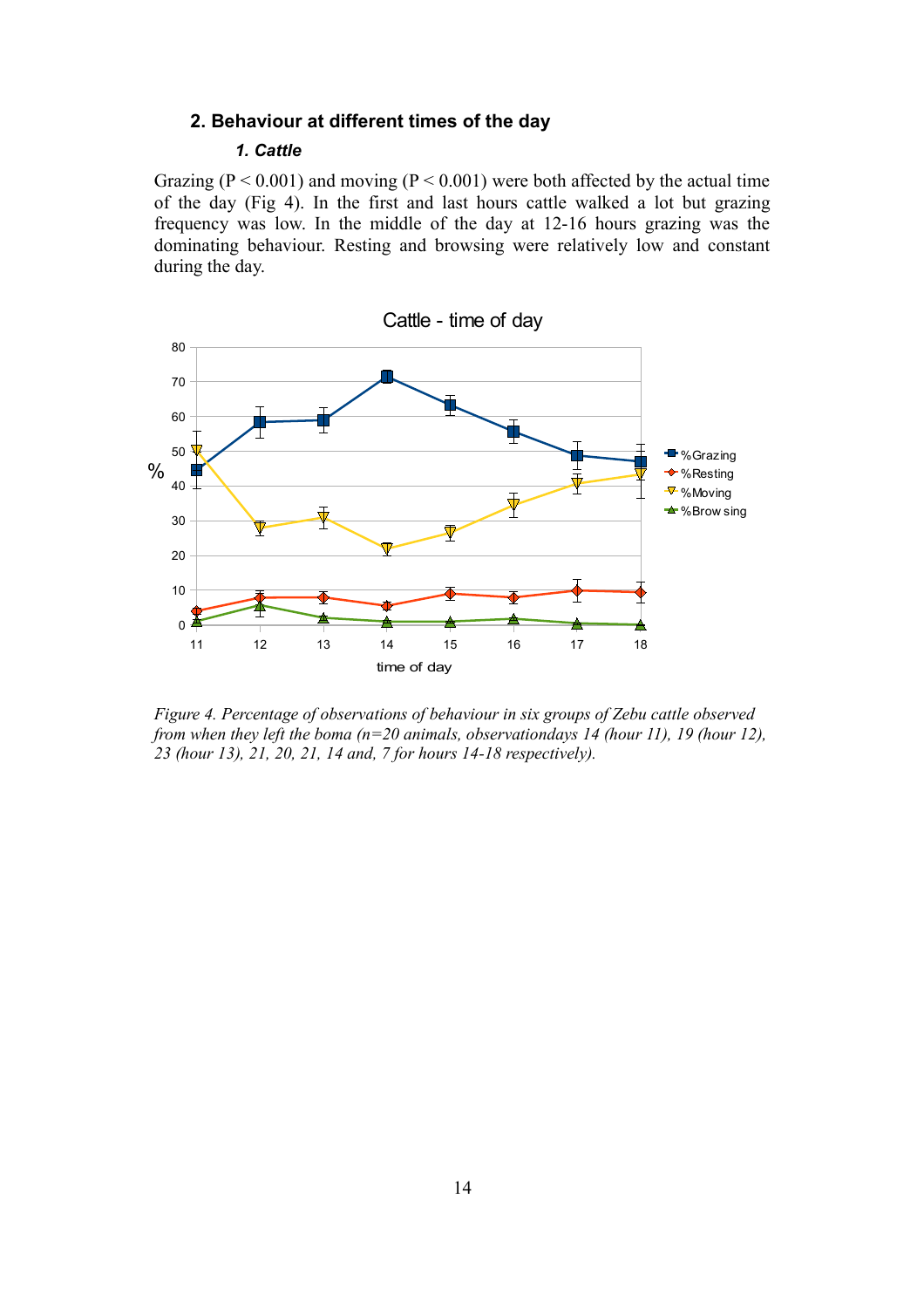## 2. Behaviour at different times of the day

### *1. Cattle*

Grazing ($P < 0.001$) and moving ($P < 0.001$) were both affected by the actual time of the day (Fig 4). In the first and last hours cattle walked a lot but grazing frequency was low. In the middle of the day at 12-16 hours grazing was the dominating behaviour. Resting and browsing were relatively low and constant during the day.

*Figure 4. Percentage of observations of behaviour in six groups of Zebu cattle observed from when they left the boma (n=20 animals, observationdays 14 (hour 11), 19 (hour 12), 23 (hour 13), 21, 20, 21, 14 and, 7 for hours 14-18 respectively).*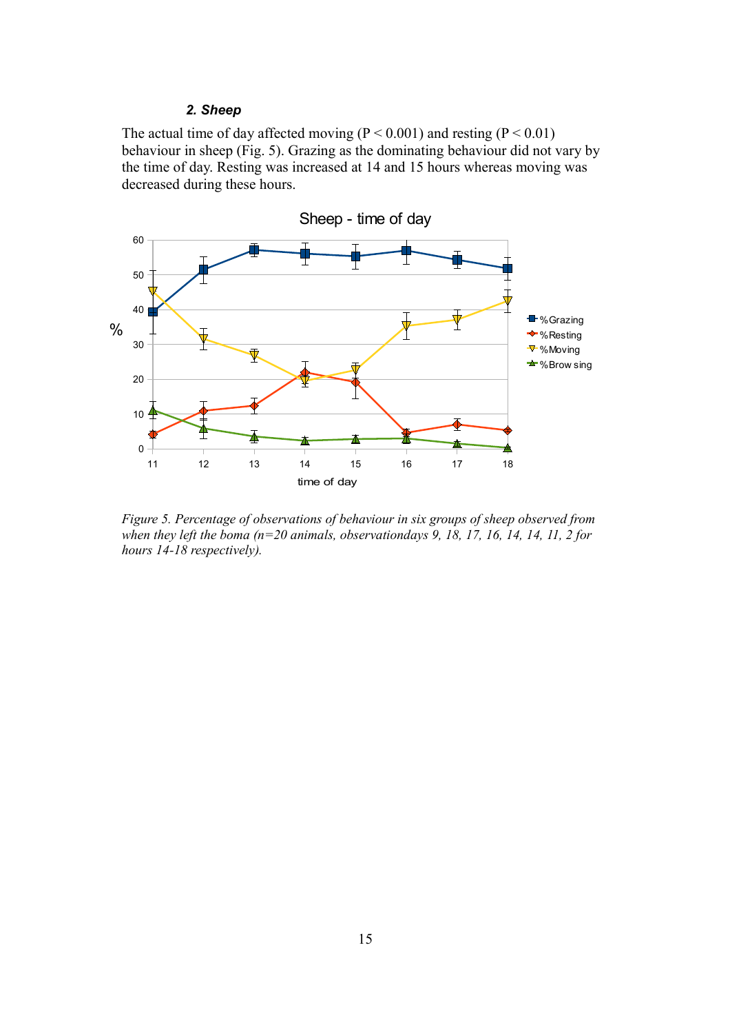### *2. Sheep*

The actual time of day affected moving ($P < 0.001$) and resting ($P < 0.01$) behaviour in sheep (Fig. 5). Grazing as the dominating behaviour did not vary by the time of day. Resting was increased at 14 and 15 hours whereas moving was decreased during these hours.

*Figure 5. Percentage of observations of behaviour in six groups of sheep observed from when they left the boma (n=20 animals, observationdays 9, 18, 17, 16, 14, 14, 11, 2 for hours 14-18 respectively).*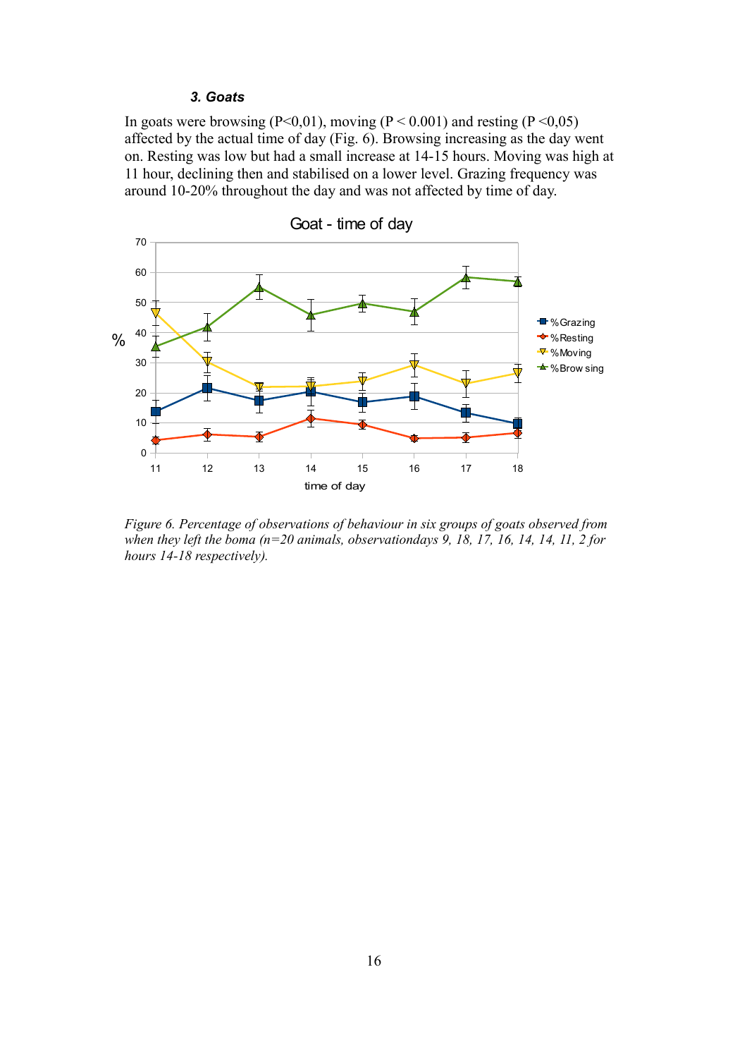### *3. Goats*

In goats were browsing ($P<0,01$), moving ($P < 0.001$) and resting ($P <0,05$) affected by the actual time of day (Fig. 6). Browsing increasing as the day went on. Resting was low but had a small increase at 14-15 hours. Moving was high at 11 hour, declining then and stabilised on a lower level. Grazing frequency was around 10-20% throughout the day and was not affected by time of day.

*Figure 6. Percentage of observations of behaviour in six groups of goats observed from when they left the boma (n=20 animals, observationdays 9, 18, 17, 16, 14, 14, 11, 2 for hours 14-18 respectively).*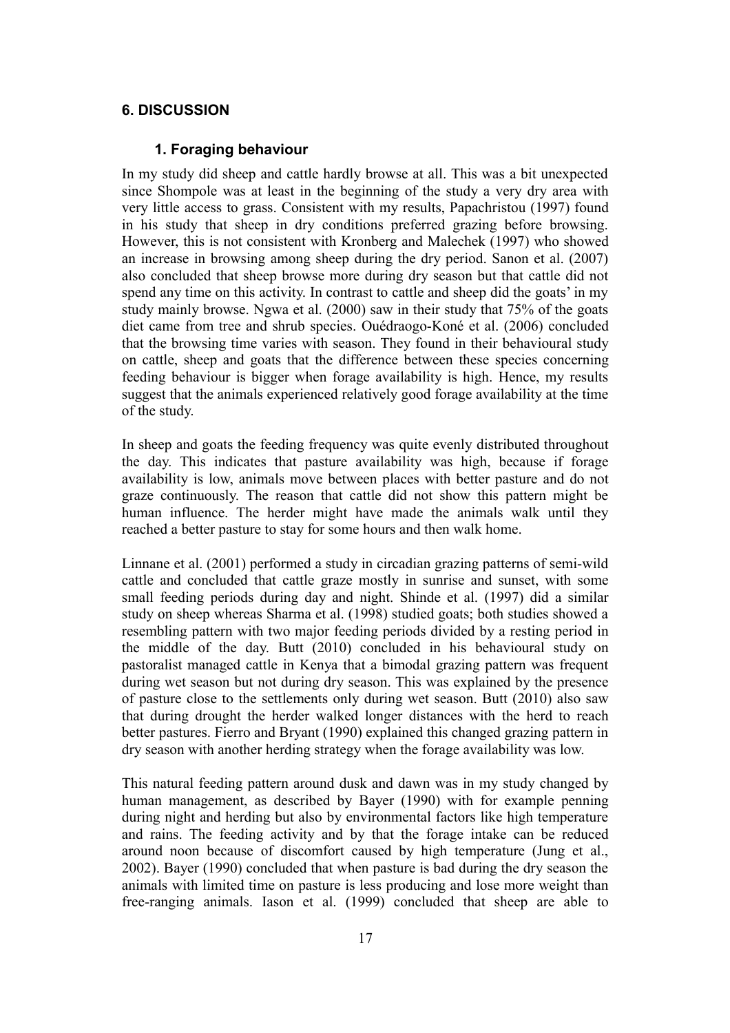## 6. DISCUSSION

### 1. Foraging behaviour

In my study did sheep and cattle hardly browse at all. This was a bit unexpected since Shompole was at least in the beginning of the study a very dry area with very little access to grass. Consistent with my results, Papachristou (1997) found in his study that sheep in dry conditions preferred grazing before browsing. However, this is not consistent with Kronberg and Malechek (1997) who showed an increase in browsing among sheep during the dry period. Sanon et al. (2007) also concluded that sheep browse more during dry season but that cattle did not spend any time on this activity. In contrast to cattle and sheep did the goats' in my study mainly browse. Ngwa et al. (2000) saw in their study that 75% of the goats diet came from tree and shrub species. Ouédraogo-Koné et al. (2006) concluded that the browsing time varies with season. They found in their behavioural study on cattle, sheep and goats that the difference between these species concerning feeding behaviour is bigger when forage availability is high. Hence, my results suggest that the animals experienced relatively good forage availability at the time of the study.

In sheep and goats the feeding frequency was quite evenly distributed throughout the day. This indicates that pasture availability was high, because if forage availability is low, animals move between places with better pasture and do not graze continuously. The reason that cattle did not show this pattern might be human influence. The herder might have made the animals walk until they reached a better pasture to stay for some hours and then walk home.

Linnane et al. (2001) performed a study in circadian grazing patterns of semi-wild cattle and concluded that cattle graze mostly in sunrise and sunset, with some small feeding periods during day and night. Shinde et al. (1997) did a similar study on sheep whereas Sharma et al. (1998) studied goats; both studies showed a resembling pattern with two major feeding periods divided by a resting period in the middle of the day. Butt (2010) concluded in his behavioural study on pastoralist managed cattle in Kenya that a bimodal grazing pattern was frequent during wet season but not during dry season. This was explained by the presence of pasture close to the settlements only during wet season. Butt (2010) also saw that during drought the herder walked longer distances with the herd to reach better pastures. Fierro and Bryant (1990) explained this changed grazing pattern in dry season with another herding strategy when the forage availability was low.

This natural feeding pattern around dusk and dawn was in my study changed by human management, as described by Bayer (1990) with for example penning during night and herding but also by environmental factors like high temperature and rains. The feeding activity and by that the forage intake can be reduced around noon because of discomfort caused by high temperature (Jung et al., 2002). Bayer (1990) concluded that when pasture is bad during the dry season the animals with limited time on pasture is less producing and lose more weight than free-ranging animals. Iason et al. (1999) concluded that sheep are able to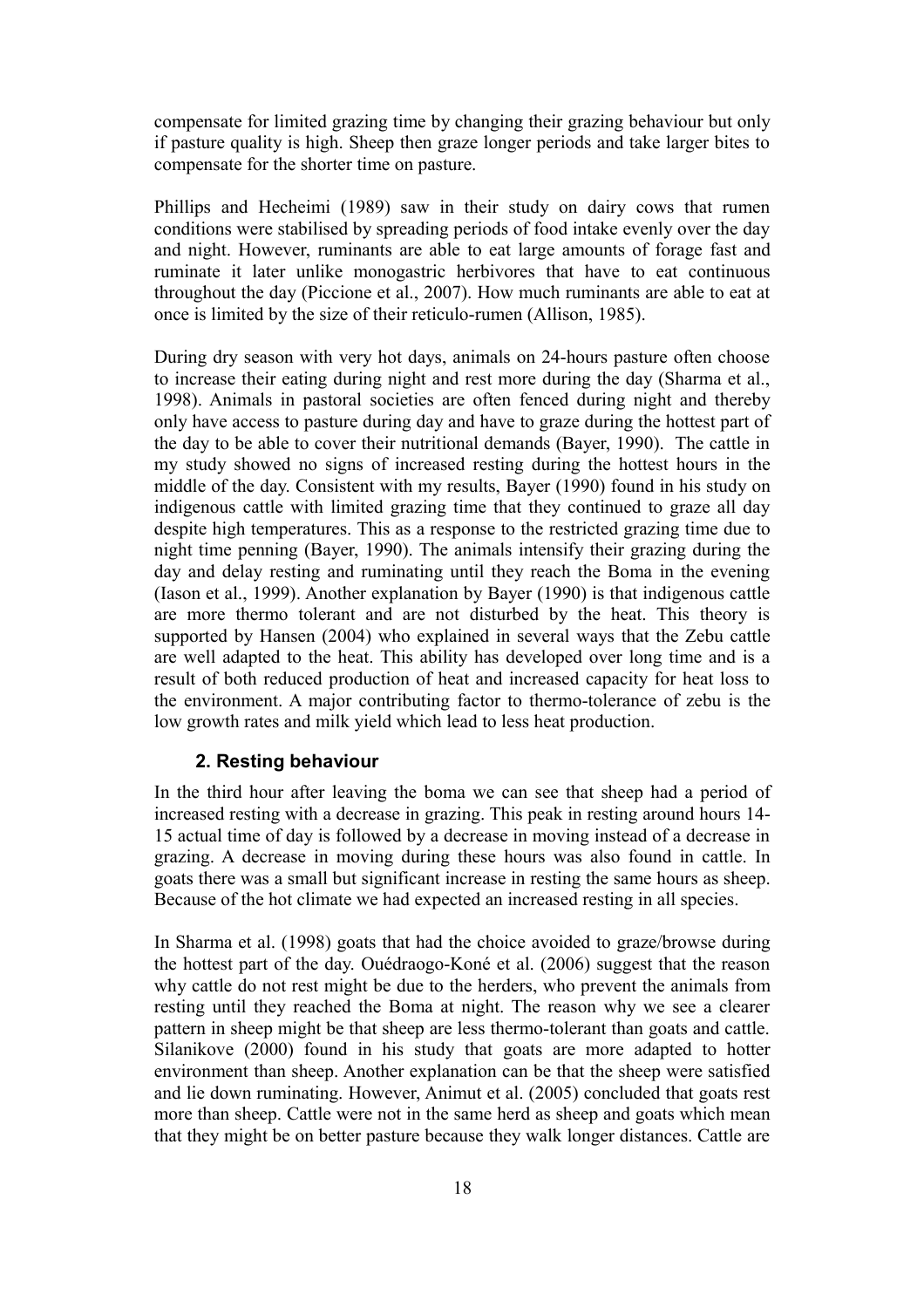compensate for limited grazing time by changing their grazing behaviour but only if pasture quality is high. Sheep then graze longer periods and take larger bites to compensate for the shorter time on pasture.

Phillips and Hecheimi (1989) saw in their study on dairy cows that rumen conditions were stabilised by spreading periods of food intake evenly over the day and night. However, ruminants are able to eat large amounts of forage fast and ruminate it later unlike monogastric herbivores that have to eat continuous throughout the day (Piccione et al., 2007). How much ruminants are able to eat at once is limited by the size of their reticulo-rumen (Allison, 1985).

During dry season with very hot days, animals on 24-hours pasture often choose to increase their eating during night and rest more during the day (Sharma et al., 1998). Animals in pastoral societies are often fenced during night and thereby only have access to pasture during day and have to graze during the hottest part of the day to be able to cover their nutritional demands (Bayer, 1990). The cattle in my study showed no signs of increased resting during the hottest hours in the middle of the day. Consistent with my results, Bayer (1990) found in his study on indigenous cattle with limited grazing time that they continued to graze all day despite high temperatures. This as a response to the restricted grazing time due to night time penning (Bayer, 1990). The animals intensify their grazing during the day and delay resting and ruminating until they reach the Boma in the evening (Iason et al., 1999). Another explanation by Bayer (1990) is that indigenous cattle are more thermo tolerant and are not disturbed by the heat. This theory is supported by Hansen (2004) who explained in several ways that the Zebu cattle are well adapted to the heat. This ability has developed over long time and is a result of both reduced production of heat and increased capacity for heat loss to the environment. A major contributing factor to thermo-tolerance of zebu is the low growth rates and milk yield which lead to less heat production.

### 2. Resting behaviour

In the third hour after leaving the boma we can see that sheep had a period of increased resting with a decrease in grazing. This peak in resting around hours 14-15 actual time of day is followed by a decrease in moving instead of a decrease in grazing. A decrease in moving during these hours was also found in cattle. In goats there was a small but significant increase in resting the same hours as sheep. Because of the hot climate we had expected an increased resting in all species.

In Sharma et al. (1998) goats that had the choice avoided to graze/browse during the hottest part of the day. Ouédraogo-Koné et al. (2006) suggest that the reason why cattle do not rest might be due to the herders, who prevent the animals from resting until they reached the Boma at night. The reason why we see a clearer pattern in sheep might be that sheep are less thermo-tolerant than goats and cattle. Silanikove (2000) found in his study that goats are more adapted to hotter environment than sheep. Another explanation can be that the sheep were satisfied and lie down ruminating. However, Animut et al. (2005) concluded that goats rest more than sheep. Cattle were not in the same herd as sheep and goats which mean that they might be on better pasture because they walk longer distances. Cattle are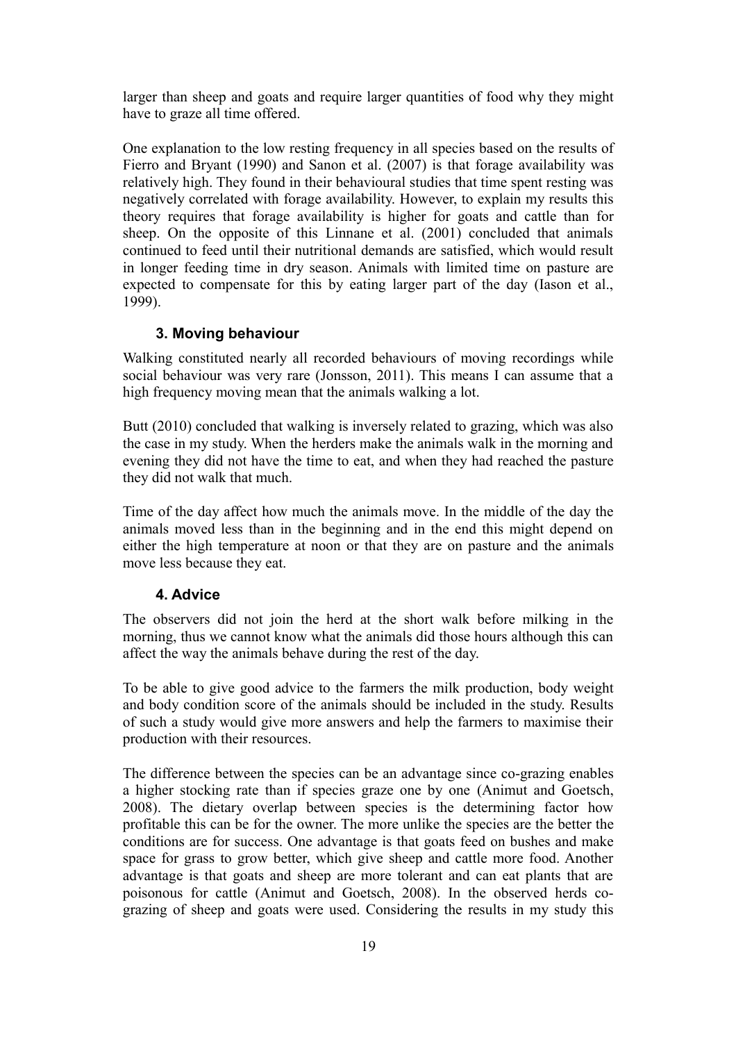larger than sheep and goats and require larger quantities of food why they might have to graze all time offered.

One explanation to the low resting frequency in all species based on the results of Fierro and Bryant (1990) and Sanon et al. (2007) is that forage availability was relatively high. They found in their behavioural studies that time spent resting was negatively correlated with forage availability. However, to explain my results this theory requires that forage availability is higher for goats and cattle than for sheep. On the opposite of this Linnane et al. (2001) concluded that animals continued to feed until their nutritional demands are satisfied, which would result in longer feeding time in dry season. Animals with limited time on pasture are expected to compensate for this by eating larger part of the day (Iason et al., 1999).

### 3. Moving behaviour

Walking constituted nearly all recorded behaviours of moving recordings while social behaviour was very rare (Jonsson, 2011). This means I can assume that a high frequency moving mean that the animals walking a lot.

Butt (2010) concluded that walking is inversely related to grazing, which was also the case in my study. When the herders make the animals walk in the morning and evening they did not have the time to eat, and when they had reached the pasture they did not walk that much.

Time of the day affect how much the animals move. In the middle of the day the animals moved less than in the beginning and in the end this might depend on either the high temperature at noon or that they are on pasture and the animals move less because they eat.

### 4. Advice

The observers did not join the herd at the short walk before milking in the morning, thus we cannot know what the animals did those hours although this can affect the way the animals behave during the rest of the day.

To be able to give good advice to the farmers the milk production, body weight and body condition score of the animals should be included in the study. Results of such a study would give more answers and help the farmers to maximise their production with their resources.

The difference between the species can be an advantage since co-grazing enables a higher stocking rate than if species graze one by one (Animut and Goetsch, 2008). The dietary overlap between species is the determining factor how profitable this can be for the owner. The more unlike the species are the better the conditions are for success. One advantage is that goats feed on bushes and make space for grass to grow better, which give sheep and cattle more food. Another advantage is that goats and sheep are more tolerant and can eat plants that are poisonous for cattle (Animut and Goetsch, 2008). In the observed herds co-grazing of sheep and goats were used. Considering the results in my study this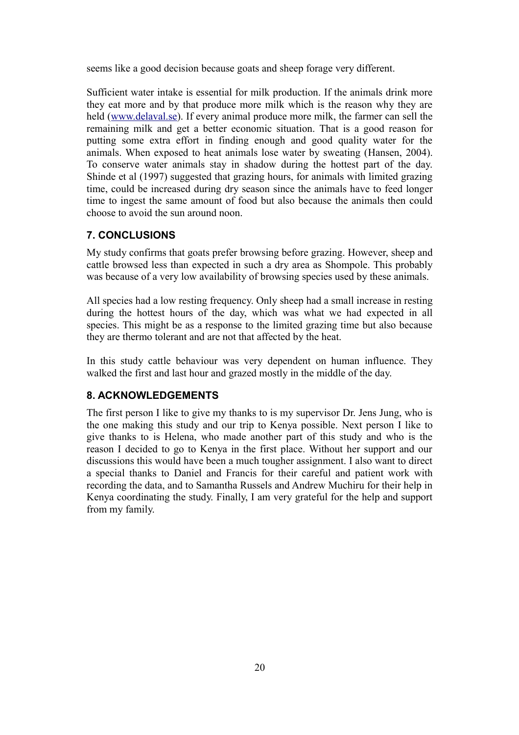seems like a good decision because goats and sheep forage very different.

Sufficient water intake is essential for milk production. If the animals drink more they eat more and by that produce more milk which is the reason why they are held ([www.delaval.se](www.delaval.se)). If every animal produce more milk, the farmer can sell the remaining milk and get a better economic situation. That is a good reason for putting some extra effort in finding enough and good quality water for the animals. When exposed to heat animals lose water by sweating (Hansen, 2004). To conserve water animals stay in shadow during the hottest part of the day. Shinde et al (1997) suggested that grazing hours, for animals with limited grazing time, could be increased during dry season since the animals have to feed longer time to ingest the same amount of food but also because the animals then could choose to avoid the sun around noon.

## 7. CONCLUSIONS

My study confirms that goats prefer browsing before grazing. However, sheep and cattle browsed less than expected in such a dry area as Shompole. This probably was because of a very low availability of browsing species used by these animals.

All species had a low resting frequency. Only sheep had a small increase in resting during the hottest hours of the day, which was what we had expected in all species. This might be as a response to the limited grazing time but also because they are thermo tolerant and are not that affected by the heat.

In this study cattle behaviour was very dependent on human influence. They walked the first and last hour and grazed mostly in the middle of the day.

## 8. ACKNOWLEDGEMENTS

The first person I like to give my thanks to is my supervisor Dr. Jens Jung, who is the one making this study and our trip to Kenya possible. Next person I like to give thanks to is Helena, who made another part of this study and who is the reason I decided to go to Kenya in the first place. Without her support and our discussions this would have been a much tougher assignment. I also want to direct a special thanks to Daniel and Francis for their careful and patient work with recording the data, and to Samantha Russels and Andrew Muchiru for their help in Kenya coordinating the study. Finally, I am very grateful for the help and support from my family.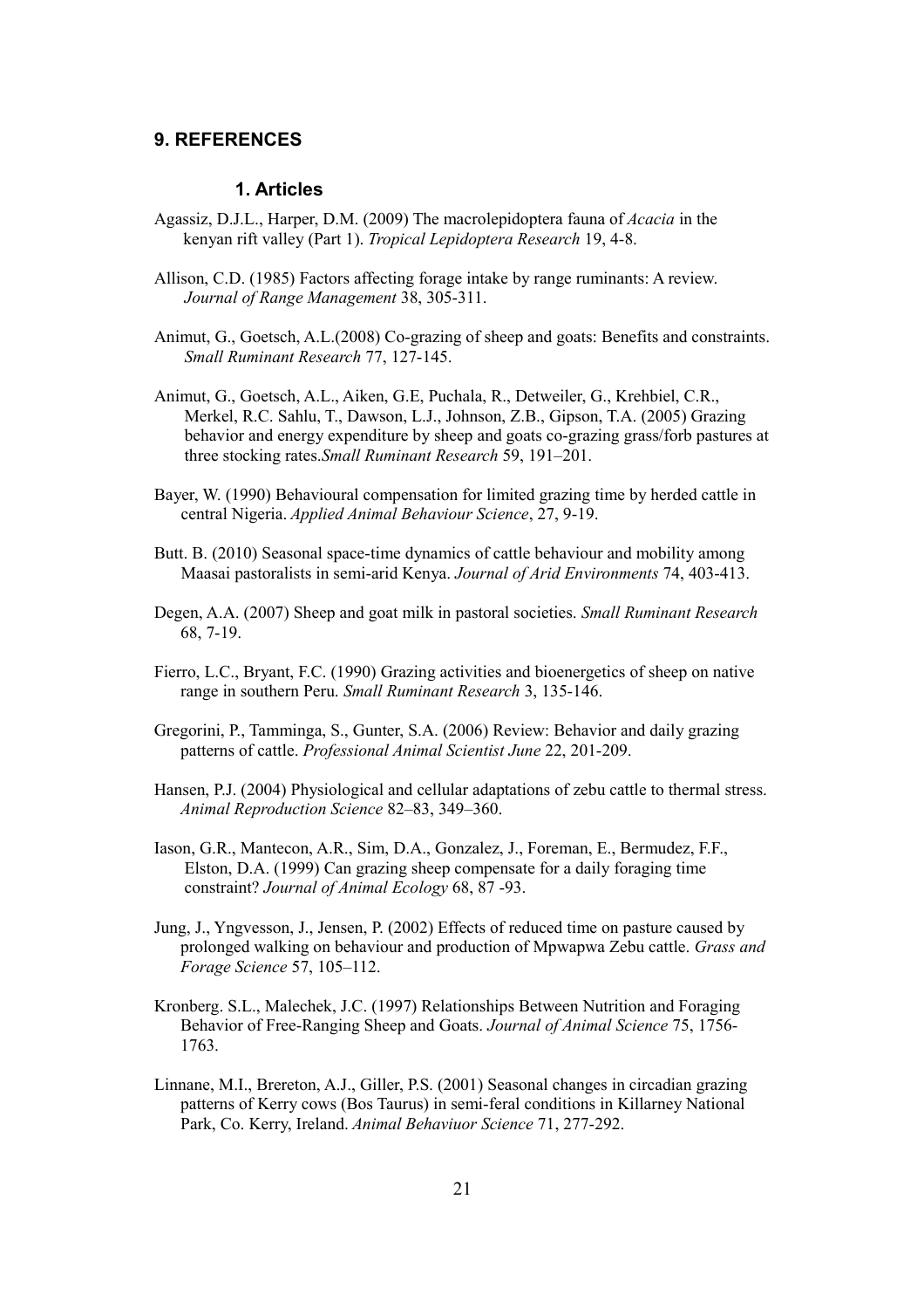## 9. REFERENCES

### 1. Articles

Agassiz, D.J.L., Harper, D.M. (2009) The macrolepidoptera fauna of *Acacia* in the kenyan rift valley (Part 1). *Tropical Lepidoptera Research* 19, 4-8.

Allison, C.D. (1985) Factors affecting forage intake by range ruminants: A review. *Journal of Range Management* 38, 305-311.

Animut, G., Goetsch, A.L.(2008) Co-grazing of sheep and goats: Benefits and constraints. *Small Ruminant Research* 77, 127-145.

Animut, G., Goetsch, A.L., Aiken, G.E, Puchala, R., Detweiler, G., Krehbiel, C.R., Merkel, R.C. Sahlu, T., Dawson, L.J., Johnson, Z.B., Gipson, T.A. (2005) Grazing behavior and energy expenditure by sheep and goats co-grazing grass/forb pastures at three stocking rates.*Small Ruminant Research* 59, 191–201.

Bayer, W. (1990) Behavioural compensation for limited grazing time by herded cattle in central Nigeria. *Applied Animal Behaviour Science*, 27, 9-19.

Butt. B. (2010) Seasonal space-time dynamics of cattle behaviour and mobility among Maasai pastoralists in semi-arid Kenya. *Journal of Arid Environments* 74, 403-413.

Degen, A.A. (2007) Sheep and goat milk in pastoral societies. *Small Ruminant Research* 68, 7-19.

Fierro, L.C., Bryant, F.C. (1990) Grazing activities and bioenergetics of sheep on native range in southern Peru. *Small Ruminant Research* 3, 135-146.

Gregorini, P., Tamminga, S., Gunter, S.A. (2006) Review: Behavior and daily grazing patterns of cattle. *Professional Animal Scientist June* 22, 201-209.

Hansen, P.J. (2004) Physiological and cellular adaptations of zebu cattle to thermal stress. *Animal Reproduction Science* 82–83, 349–360.

Iason, G.R., Mantecon, A.R., Sim, D.A., Gonzalez, J., Foreman, E., Bermudez, F.F., Elston, D.A. (1999) Can grazing sheep compensate for a daily foraging time constraint? *Journal of Animal Ecology* 68, 87 -93.

Jung, J., Yngvesson, J., Jensen, P. (2002) Effects of reduced time on pasture caused by prolonged walking on behaviour and production of Mpwapwa Zebu cattle. *Grass and Forage Science* 57, 105–112.

Kronberg. S.L., Malechek, J.C. (1997) Relationships Between Nutrition and Foraging Behavior of Free-Ranging Sheep and Goats. *Journal of Animal Science* 75, 1756-1763.

Linnane, M.I., Brereton, A.J., Giller, P.S. (2001) Seasonal changes in circadian grazing patterns of Kerry cows (Bos Taurus) in semi-feral conditions in Killarney National Park, Co. Kerry, Ireland. *Animal Behaviuor Science* 71, 277-292.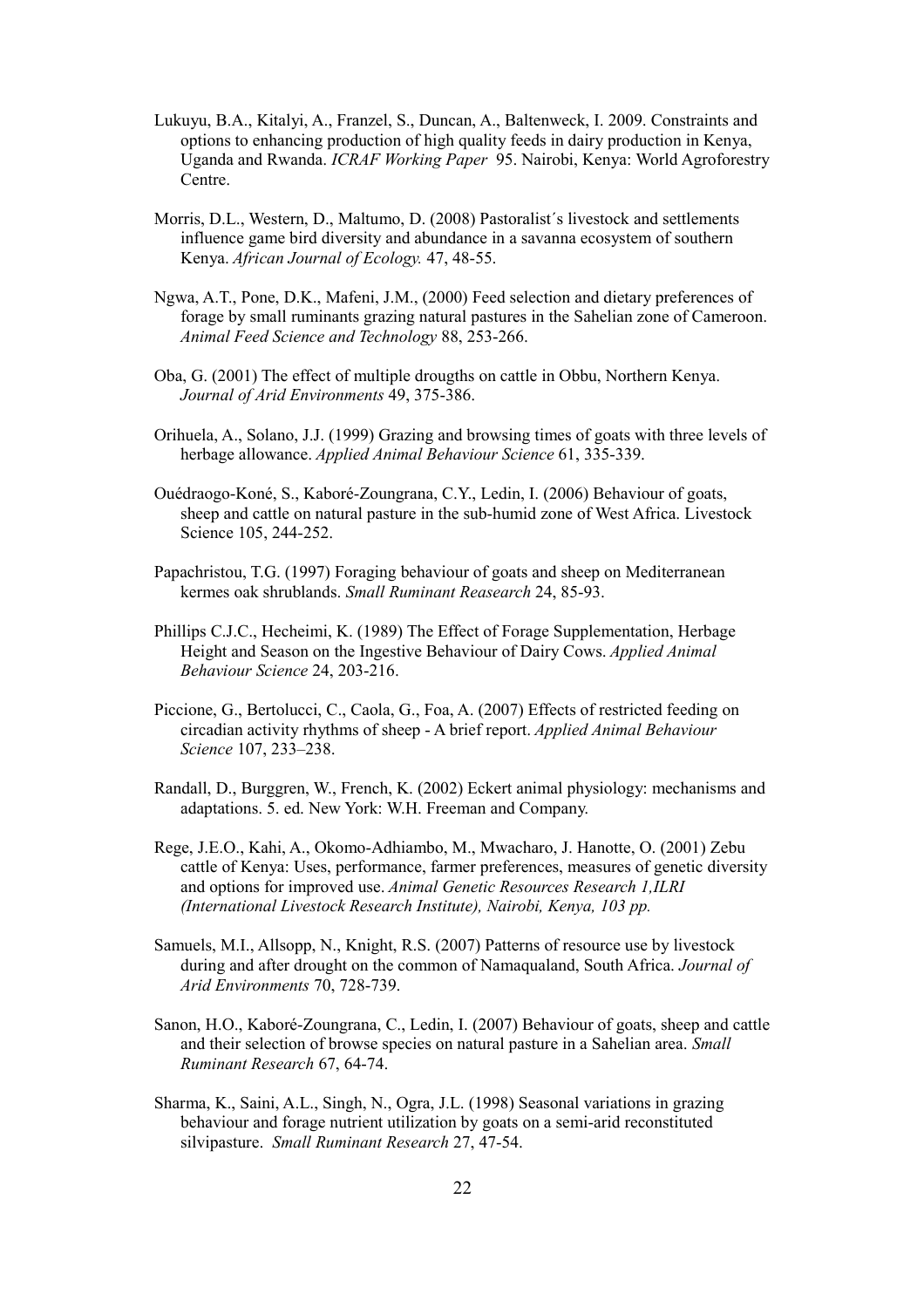Lukuyu, B.A., Kitalyi, A., Franzel, S., Duncan, A., Baltenweck, I. 2009. Constraints and options to enhancing production of high quality feeds in dairy production in Kenya, Uganda and Rwanda. *ICRAF Working Paper* 95. Nairobi, Kenya: World Agroforestry Centre.

Morris, D.L., Western, D., Maltumo, D. (2008) Pastoralist´s livestock and settlements influence game bird diversity and abundance in a savanna ecosystem of southern Kenya. *African Journal of Ecology.* 47, 48-55.

Ngwa, A.T., Pone, D.K., Mafeni, J.M., (2000) Feed selection and dietary preferences of forage by small ruminants grazing natural pastures in the Sahelian zone of Cameroon. *Animal Feed Science and Technology* 88, 253-266.

Oba, G. (2001) The effect of multiple drougths on cattle in Obbu, Northern Kenya. *Journal of Arid Environments* 49, 375-386.

Orihuela, A., Solano, J.J. (1999) Grazing and browsing times of goats with three levels of herbage allowance. *Applied Animal Behaviour Science* 61, 335-339.

Ouédraogo-Koné, S., Kaboré-Zoungrana, C.Y., Ledin, I. (2006) Behaviour of goats, sheep and cattle on natural pasture in the sub-humid zone of West Africa. Livestock Science 105, 244-252.

Papachristou, T.G. (1997) Foraging behaviour of goats and sheep on Mediterranean kermes oak shrublands. *Small Ruminant Reasearch* 24, 85-93.

Phillips C.J.C., Hecheimi, K. (1989) The Effect of Forage Supplementation, Herbage Height and Season on the Ingestive Behaviour of Dairy Cows. *Applied Animal Behaviour Science* 24, 203-216.

Piccione, G., Bertolucci, C., Caola, G., Foa, A. (2007) Effects of restricted feeding on circadian activity rhythms of sheep - A brief report. *Applied Animal Behaviour Science* 107, 233–238.

Randall, D., Burggren, W., French, K. (2002) Eckert animal physiology: mechanisms and adaptations. 5. ed. New York: W.H. Freeman and Company.

Rege, J.E.O., Kahi, A., Okomo-Adhiambo, M., Mwacharo, J. Hanotte, O. (2001) Zebu cattle of Kenya: Uses, performance, farmer preferences, measures of genetic diversity and options for improved use. *Animal Genetic Resources Research 1,ILRI (International Livestock Research Institute), Nairobi, Kenya, 103 pp.*

Samuels, M.I., Allsopp, N., Knight, R.S. (2007) Patterns of resource use by livestock during and after drought on the common of Namaqualand, South Africa. *Journal of Arid Environments* 70, 728-739.

Sanon, H.O., Kaboré-Zoungrana, C., Ledin, I. (2007) Behaviour of goats, sheep and cattle and their selection of browse species on natural pasture in a Sahelian area. *Small Ruminant Research* 67, 64-74.

Sharma, K., Saini, A.L., Singh, N., Ogra, J.L. (1998) Seasonal variations in grazing behaviour and forage nutrient utilization by goats on a semi-arid reconstituted silvipasture. *Small Ruminant Research* 27, 47-54.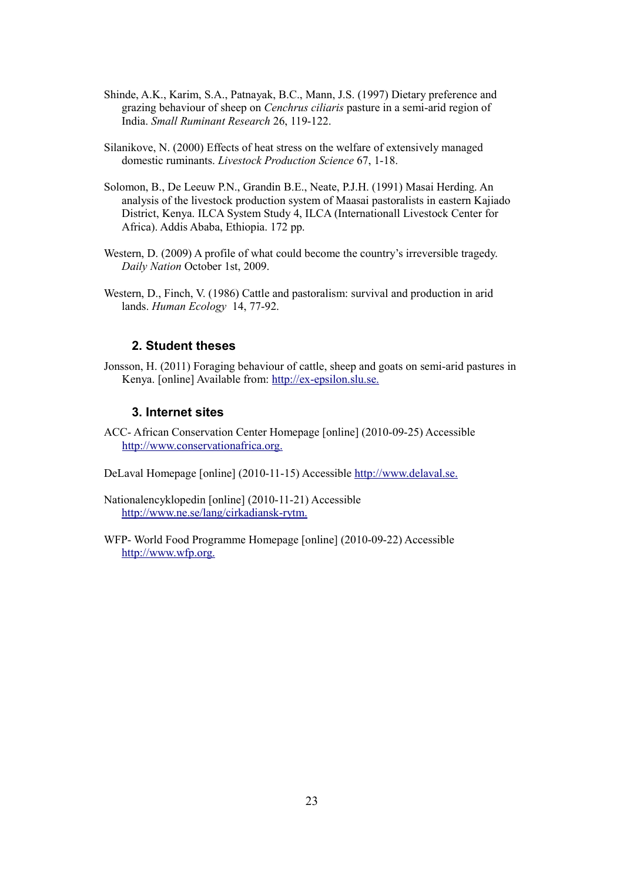Shinde, A.K., Karim, S.A., Patnayak, B.C., Mann, J.S. (1997) Dietary preference and grazing behaviour of sheep on *Cenchrus ciliaris* pasture in a semi-arid region of India. *Small Ruminant Research* 26, 119-122.

Silanikove, N. (2000) Effects of heat stress on the welfare of extensively managed domestic ruminants. *Livestock Production Science* 67, 1-18.

Solomon, B., De Leeuw P.N., Grandin B.E., Neate, P.J.H. (1991) Masai Herding. An analysis of the livestock production system of Maasai pastoralists in eastern Kajiado District, Kenya. ILCA System Study 4, ILCA (Internationall Livestock Center for Africa). Addis Ababa, Ethiopia. 172 pp.

Western, D. (2009) A profile of what could become the country's irreversible tragedy. *Daily Nation* October 1st, 2009.

Western, D., Finch, V. (1986) Cattle and pastoralism: survival and production in arid lands. *Human Ecology* 14, 77-92.

## 2. Student theses

Jonsson, H. (2011) Foraging behaviour of cattle, sheep and goats on semi-arid pastures in Kenya. [online] Available from: http://ex-epsilon.slu.se.

## 3. Internet sites

ACC- African Conservation Center Homepage [online] (2010-09-25) Accessible http://www.conservationafrica.org.

DeLaval Homepage [online] (2010-11-15) Accessible http://www.delaval.se.

Nationalencyklopedin [online] (2010-11-21) Accessible http://www.ne.se/lang/cirkadiansk-rytm.

WFP- World Food Programme Homepage [online] (2010-09-22) Accessible http://www.wfp.org.